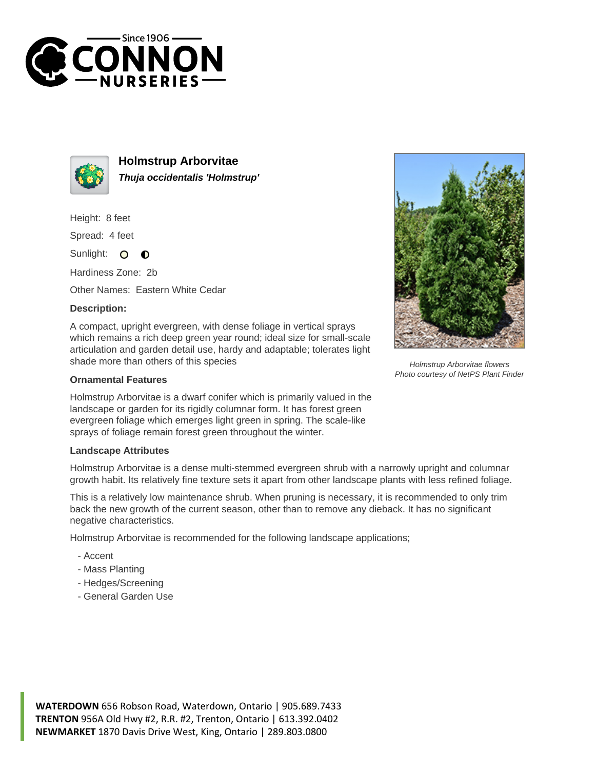Since 1906

# CONNON NURSERIES

## Holmstrup Arborvitae

***Thuja occidentalis 'Holmstrup'***

Height: 8 feet

Spread: 4 feet

Sunlight:

Hardiness Zone: 2b

Other Names: Eastern White Cedar

**Description:**

A compact, upright evergreen, with dense foliage in vertical sprays which remains a rich deep green year round; ideal size for small-scale articulation and garden detail use, hardy and adaptable; tolerates light shade more than others of this species

*Holmstrup Arborvitae flowers*
*Photo courtesy of NetPS Plant Finder*

### Ornamental Features

Holmstrup Arborvitae is a dwarf conifer which is primarily valued in the landscape or garden for its rigidly columnar form. It has forest green evergreen foliage which emerges light green in spring. The scale-like sprays of foliage remain forest green throughout the winter.

### Landscape Attributes

Holmstrup Arborvitae is a dense multi-stemmed evergreen shrub with a narrowly upright and columnar growth habit. Its relatively fine texture sets it apart from other landscape plants with less refined foliage.

This is a relatively low maintenance shrub. When pruning is necessary, it is recommended to only trim back the new growth of the current season, other than to remove any dieback. It has no significant negative characteristics.

Holmstrup Arborvitae is recommended for the following landscape applications;

- Accent
- Mass Planting
- Hedges/Screening
- General Garden Use

**WATERDOWN** 656 Robson Road, Waterdown, Ontario | 905.689.7433
**TRENTON** 956A Old Hwy #2, R.R. #2, Trenton, Ontario | 613.392.0402
**NEWMARKET** 1870 Davis Drive West, King, Ontario | 289.803.0800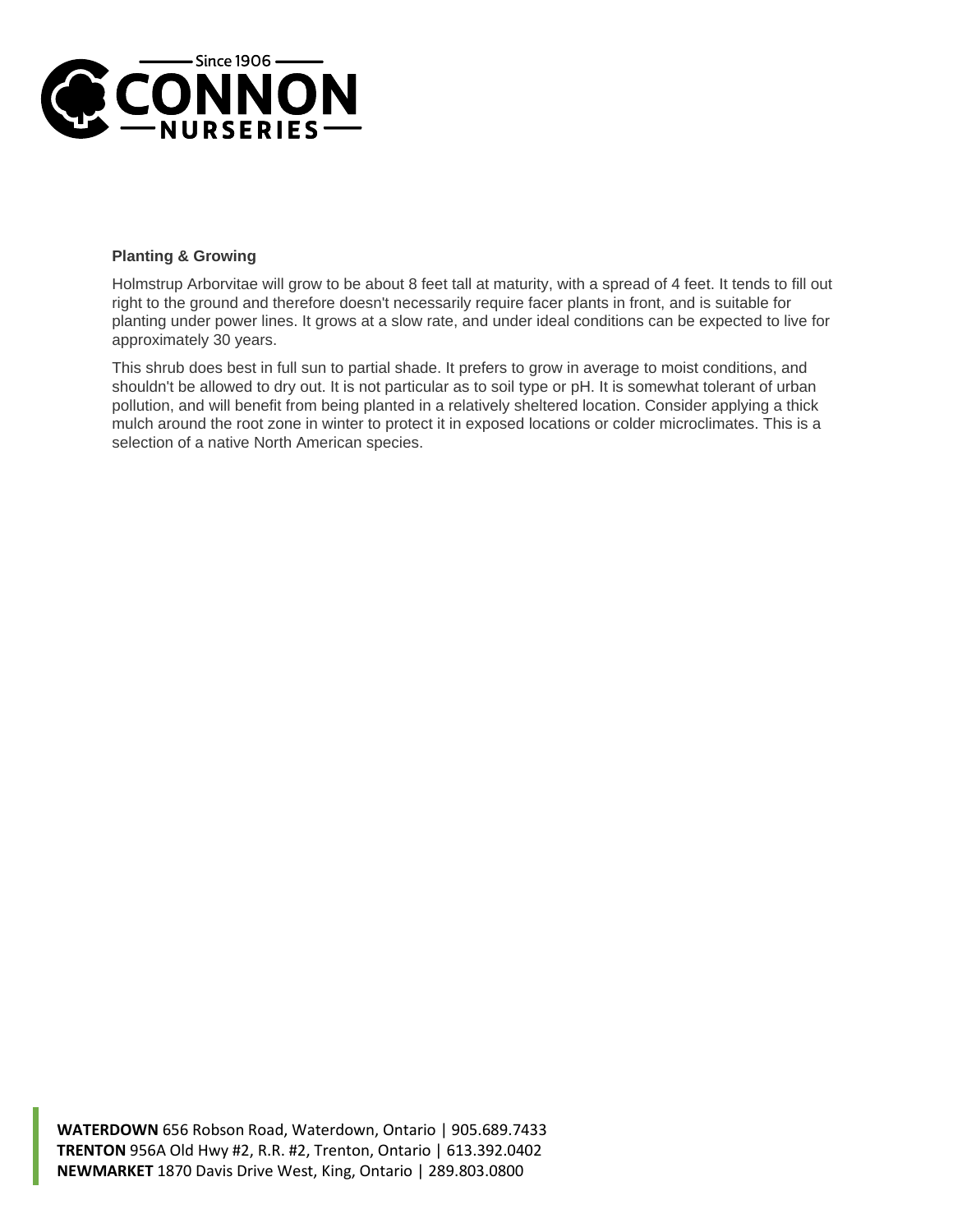### Planting & Growing

Holmstrup Arborvitae will grow to be about 8 feet tall at maturity, with a spread of 4 feet. It tends to fill out right to the ground and therefore doesn't necessarily require facer plants in front, and is suitable for planting under power lines. It grows at a slow rate, and under ideal conditions can be expected to live for approximately 30 years.

This shrub does best in full sun to partial shade. It prefers to grow in average to moist conditions, and shouldn't be allowed to dry out. It is not particular as to soil type or pH. It is somewhat tolerant of urban pollution, and will benefit from being planted in a relatively sheltered location. Consider applying a thick mulch around the root zone in winter to protect it in exposed locations or colder microclimates. This is a selection of a native North American species.